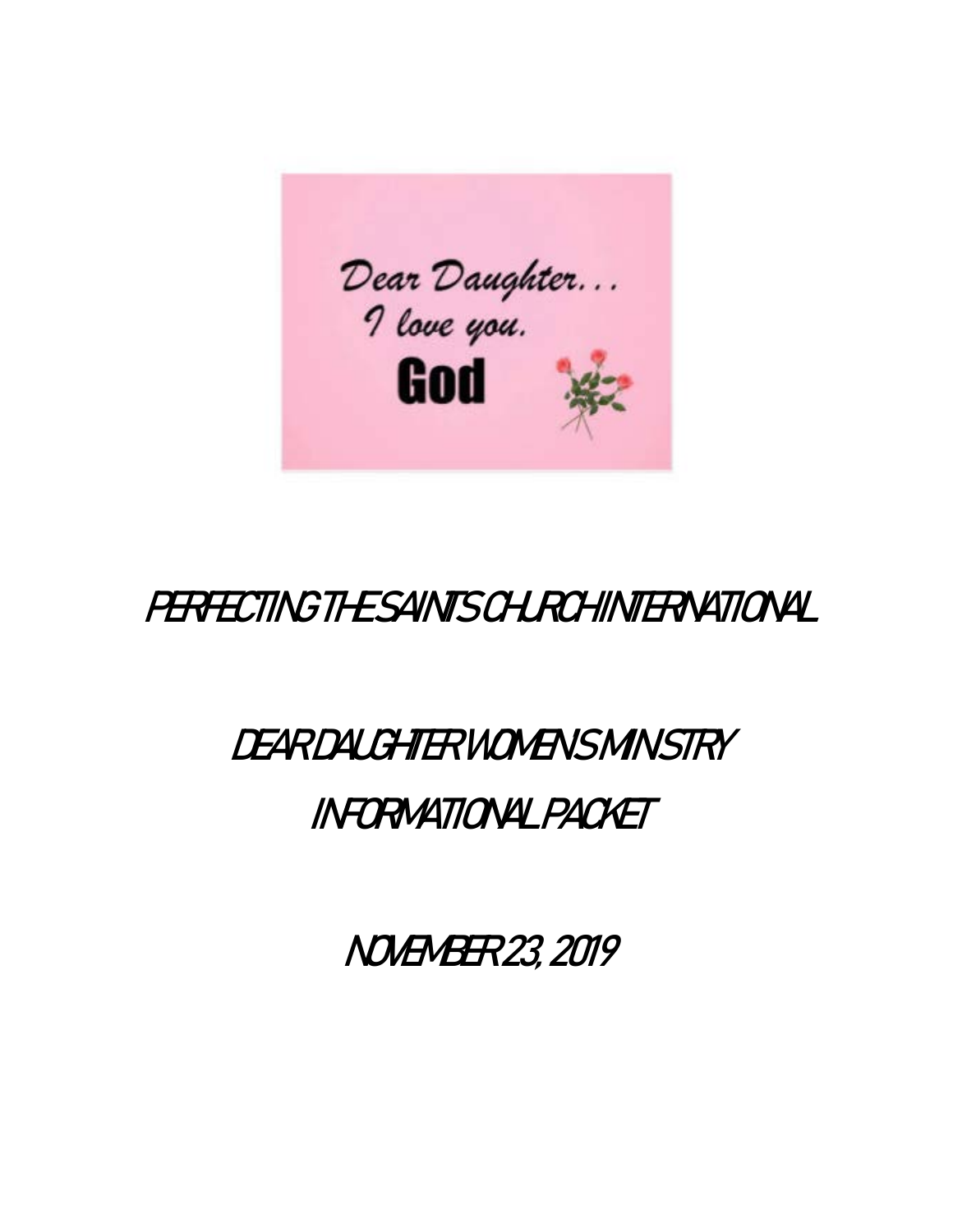Dear Daughter... I love you. God

# PERFECTING THE SAINTS CHURCH INTERNATIONAL

## DEAR DAUGHTER WOMENS MINISTRY

## INFORMATIONAL PACKET

## NOVEMBER 23, 2019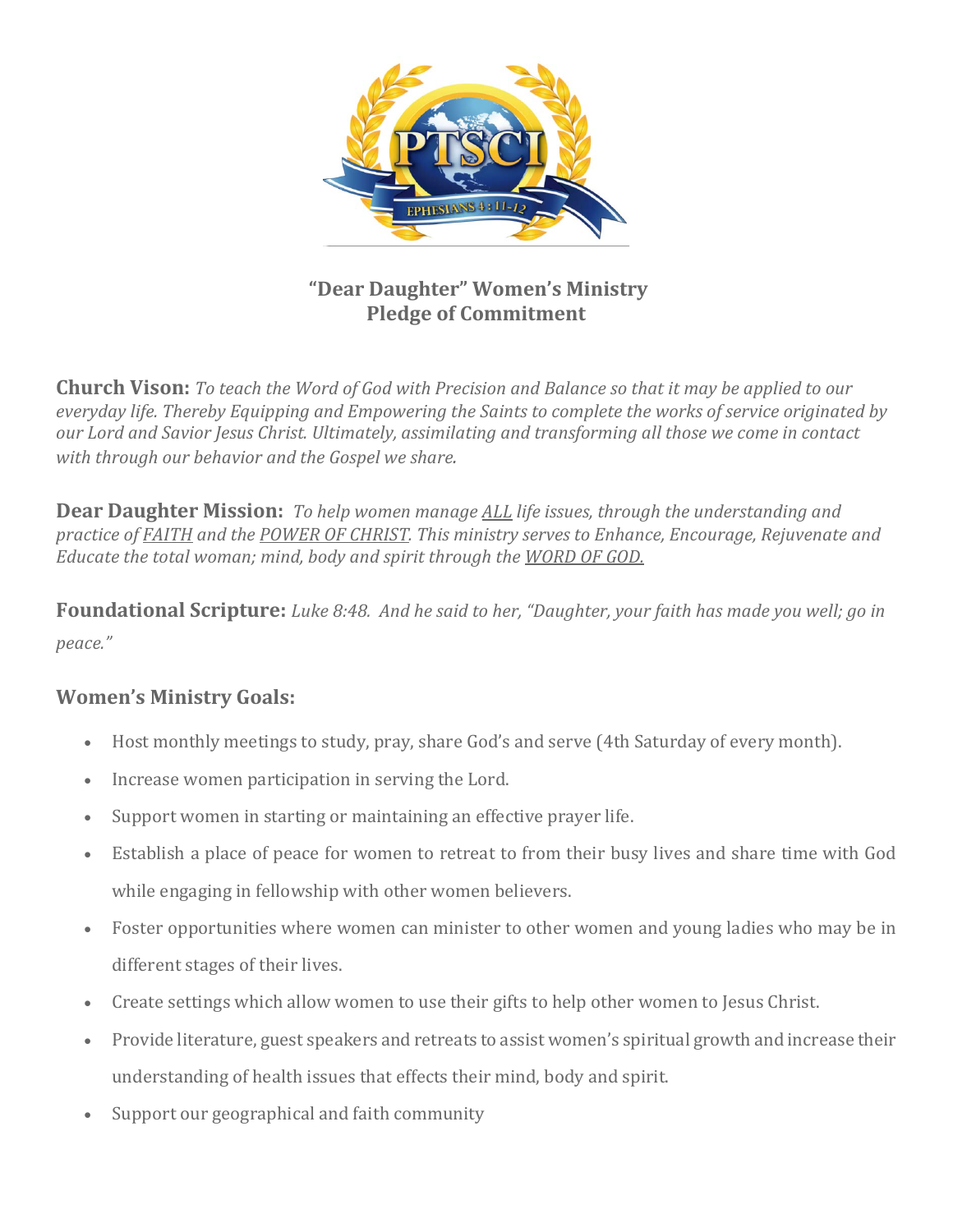## "Dear Daughter" Women's Ministry
## Pledge of Commitment

**Church Vison:** *To teach the Word of God with Precision and Balance so that it may be applied to our everyday life. Thereby Equipping and Empowering the Saints to complete the works of service originated by our Lord and Savior Jesus Christ. Ultimately, assimilating and transforming all those we come in contact with through our behavior and the Gospel we share.*

**Dear Daughter Mission:** *To help women manage <u>ALL</u> life issues, through the understanding and practice of <u>FAITH</u> and the <u>POWER OF CHRIST</u>. This ministry serves to Enhance, Encourage, Rejuvenate and Educate the total woman; mind, body and spirit through the <u>WORD OF GOD.</u>*

**Foundational Scripture:** *Luke 8:48. And he said to her, "Daughter, your faith has made you well; go in peace."*

### Women's Ministry Goals:

- Host monthly meetings to study, pray, share God's and serve (4th Saturday of every month).
- Increase women participation in serving the Lord.
- Support women in starting or maintaining an effective prayer life.
- Establish a place of peace for women to retreat to from their busy lives and share time with God while engaging in fellowship with other women believers.
- Foster opportunities where women can minister to other women and young ladies who may be in different stages of their lives.
- Create settings which allow women to use their gifts to help other women to Jesus Christ.
- Provide literature, guest speakers and retreats to assist women's spiritual growth and increase their understanding of health issues that effects their mind, body and spirit.
- Support our geographical and faith community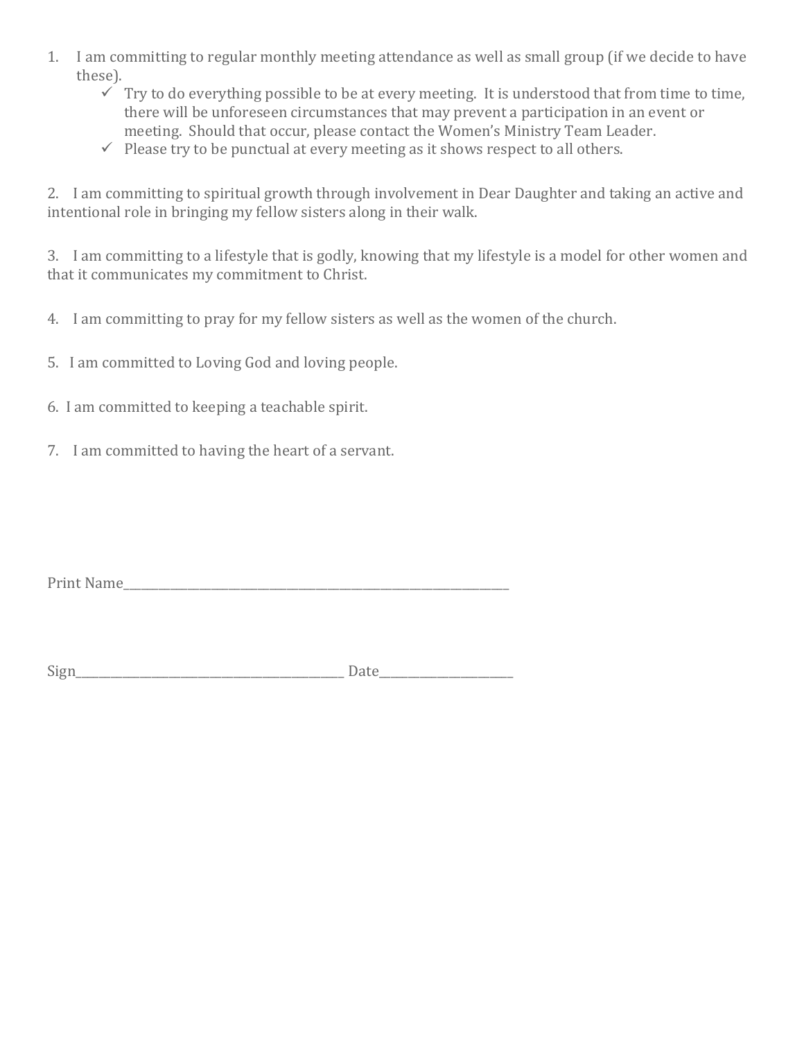1. I am committing to regular monthly meeting attendance as well as small group (if we decide to have these).
   - ✓ Try to do everything possible to be at every meeting. It is understood that from time to time, there will be unforeseen circumstances that may prevent a participation in an event or meeting. Should that occur, please contact the Women's Ministry Team Leader.
   - ✓ Please try to be punctual at every meeting as it shows respect to all others.

2. I am committing to spiritual growth through involvement in Dear Daughter and taking an active and intentional role in bringing my fellow sisters along in their walk.

3. I am committing to a lifestyle that is godly, knowing that my lifestyle is a model for other women and that it communicates my commitment to Christ.

4. I am committing to pray for my fellow sisters as well as the women of the church.

5. I am committed to Loving God and loving people.

6. I am committed to keeping a teachable spirit.

7. I am committed to having the heart of a servant.

Print Name\_\_\_\_\_\_\_\_\_\_\_\_\_\_\_\_\_\_\_\_\_\_\_\_\_\_\_\_\_\_\_\_\_\_\_\_\_\_\_\_\_\_\_\_\_\_\_\_\_\_

Sign\_\_\_\_\_\_\_\_\_\_\_\_\_\_\_\_\_\_\_\_\_\_\_\_\_\_\_\_\_\_\_\_\_\_\_\_ Date\_\_\_\_\_\_\_\_\_\_\_\_\_\_\_\_\_\_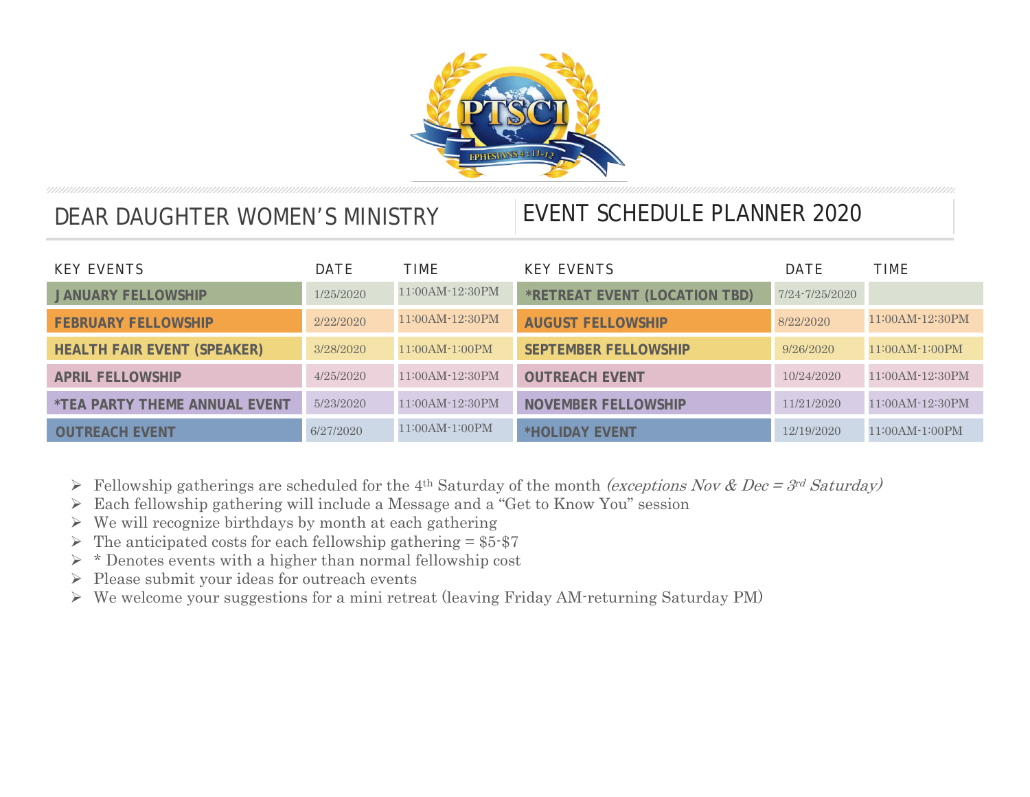# DEAR DAUGHTER WOMEN'S MINISTRY

## EVENT SCHEDULE PLANNER 2020

| KEY EVENTS | DATE | TIME | KEY EVENTS | DATE | TIME |
|---|---|---|---|---|---|
| **JANUARY FELLOWSHIP** | 1/25/2020 | 11:00AM-12:30PM | ***RETREAT EVENT (LOCATION TBD)** | 7/24-7/25/2020 | |
| **FEBRUARY FELLOWSHIP** | 2/22/2020 | 11:00AM-12:30PM | **AUGUST FELLOWSHIP** | 8/22/2020 | 11:00AM-12:30PM |
| **HEALTH FAIR EVENT (SPEAKER)** | 3/28/2020 | 11:00AM-1:00PM | **SEPTEMBER FELLOWSHIP** | 9/26/2020 | 11:00AM-1:00PM |
| **APRIL FELLOWSHIP** | 4/25/2020 | 11:00AM-12:30PM | **OUTREACH EVENT** | 10/24/2020 | 11:00AM-12:30PM |
| ***TEA PARTY THEME ANNUAL EVENT** | 5/23/2020 | 11:00AM-12:30PM | **NOVEMBER FELLOWSHIP** | 11/21/2020 | 11:00AM-12:30PM |
| **OUTREACH EVENT** | 6/27/2020 | 11:00AM-1:00PM | ***HOLIDAY EVENT** | 12/19/2020 | 11:00AM-1:00PM |

- Fellowship gatherings are scheduled for the 4th Saturday of the month *(exceptions Nov & Dec = 3rd Saturday)*
- Each fellowship gathering will include a Message and a "Get to Know You" session
- We will recognize birthdays by month at each gathering
- The anticipated costs for each fellowship gathering = $5-$7
- * Denotes events with a higher than normal fellowship cost
- Please submit your ideas for outreach events
- We welcome your suggestions for a mini retreat (leaving Friday AM-returning Saturday PM)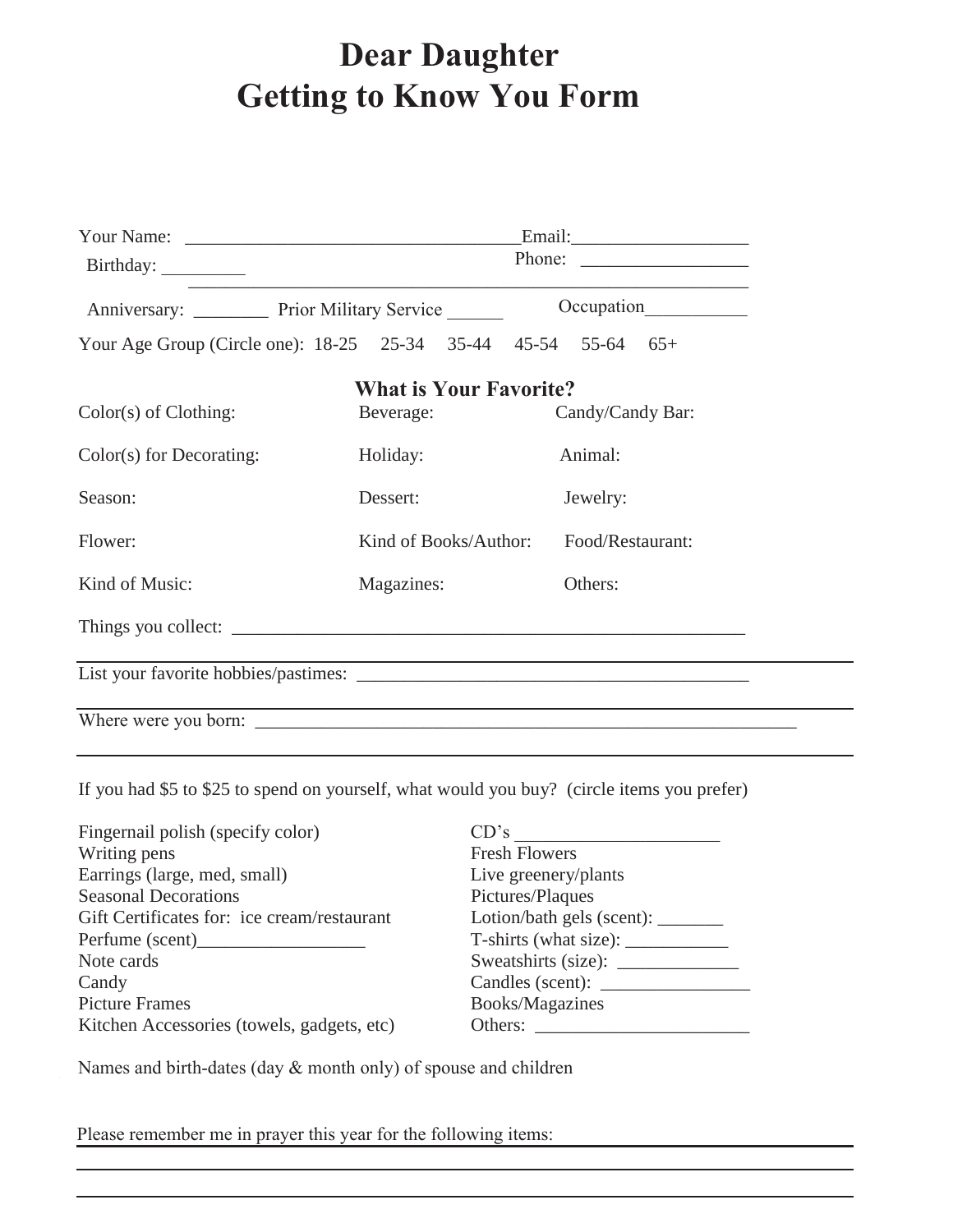# Dear Daughter
# Getting to Know You Form

Your Name: ___________________________________ Email:__________________

Birthday: _________ Phone: _________________

Anniversary: ________ Prior Military Service ______ Occupation___________

Your Age Group (Circle one): 18-25 25-34 35-44 45-54 55-64 65+

**What is Your Favorite?**

| | | |
|---|---|---|
| Color(s) of Clothing: | Beverage: | Candy/Candy Bar: |
| Color(s) for Decorating: | Holiday: | Animal: |
| Season: | Dessert: | Jewelry: |
| Flower: | Kind of Books/Author: | Food/Restaurant: |
| Kind of Music: | Magazines: | Others: |

Things you collect: ________________________________________________________

List your favorite hobbies/pastimes: ___________________________________________

Where were you born: ______________________________________________________

If you had $5 to $25 to spend on yourself, what would you buy? (circle items you prefer)

| | |
|---|---|
| Fingernail polish (specify color) | CD's _____________________ |
| Writing pens | Fresh Flowers |
| Earrings (large, med, small) | Live greenery/plants |
| Seasonal Decorations | Pictures/Plaques |
| Gift Certificates for: ice cream/restaurant | Lotion/bath gels (scent): _______ |
| Perfume (scent)_________________ | T-shirts (what size): __________ |
| Note cards | Sweatshirts (size): ____________ |
| Candy | Candles (scent): _______________ |
| Picture Frames | Books/Magazines |
| Kitchen Accessories (towels, gadgets, etc) | Others: ______________________ |

Names and birth-dates (day & month only) of spouse and children

Please remember me in prayer this year for the following items: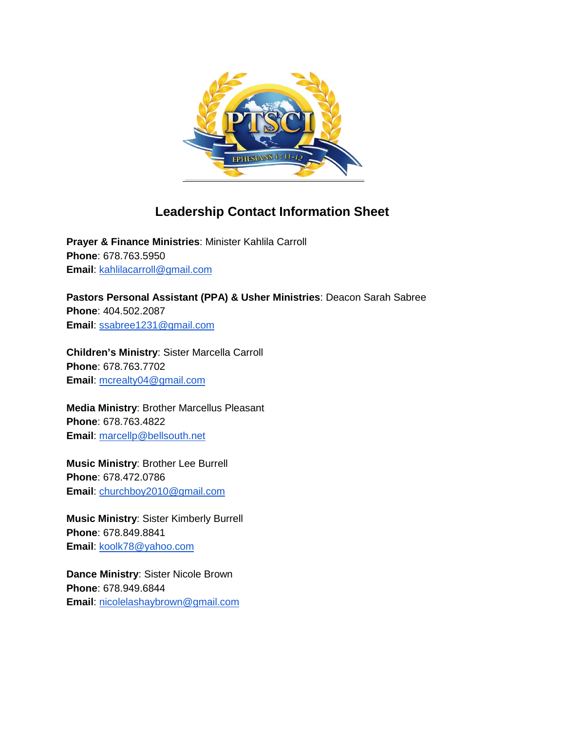## Leadership Contact Information Sheet

**Prayer & Finance Ministries**: Minister Kahlila Carroll
**Phone**: 678.763.5950
**Email**: kahlilacarroll@gmail.com

**Pastors Personal Assistant (PPA) & Usher Ministries**: Deacon Sarah Sabree
**Phone**: 404.502.2087
**Email**: ssabree1231@gmail.com

**Children's Ministry**: Sister Marcella Carroll
**Phone**: 678.763.7702
**Email**: mcrealty04@gmail.com

**Media Ministry**: Brother Marcellus Pleasant
**Phone**: 678.763.4822
**Email**: marcellp@bellsouth.net

**Music Ministry**: Brother Lee Burrell
**Phone**: 678.472.0786
**Email**: churchboy2010@gmail.com

**Music Ministry**: Sister Kimberly Burrell
**Phone**: 678.849.8841
**Email**: koolk78@yahoo.com

**Dance Ministry**: Sister Nicole Brown
**Phone**: 678.949.6844
**Email**: nicolelashaybrown@gmail.com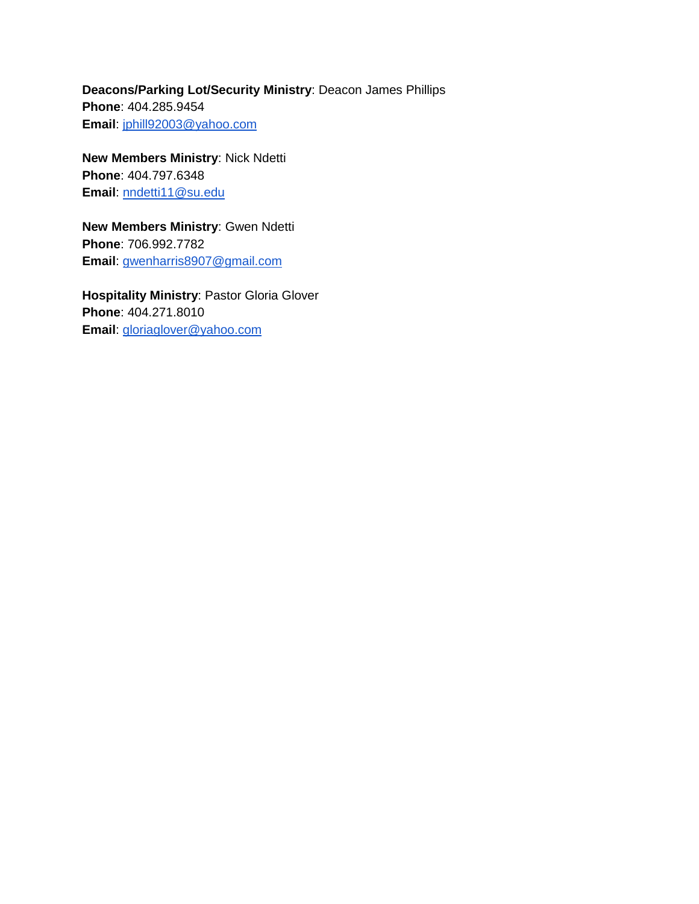**Deacons/Parking Lot/Security Ministry**: Deacon James Phillips
**Phone**: 404.285.9454
**Email**: jphill92003@yahoo.com

**New Members Ministry**: Nick Ndetti
**Phone**: 404.797.6348
**Email**: nndetti11@su.edu

**New Members Ministry**: Gwen Ndetti
**Phone**: 706.992.7782
**Email**: gwenharris8907@gmail.com

**Hospitality Ministry**: Pastor Gloria Glover
**Phone**: 404.271.8010
**Email**: gloriaglover@yahoo.com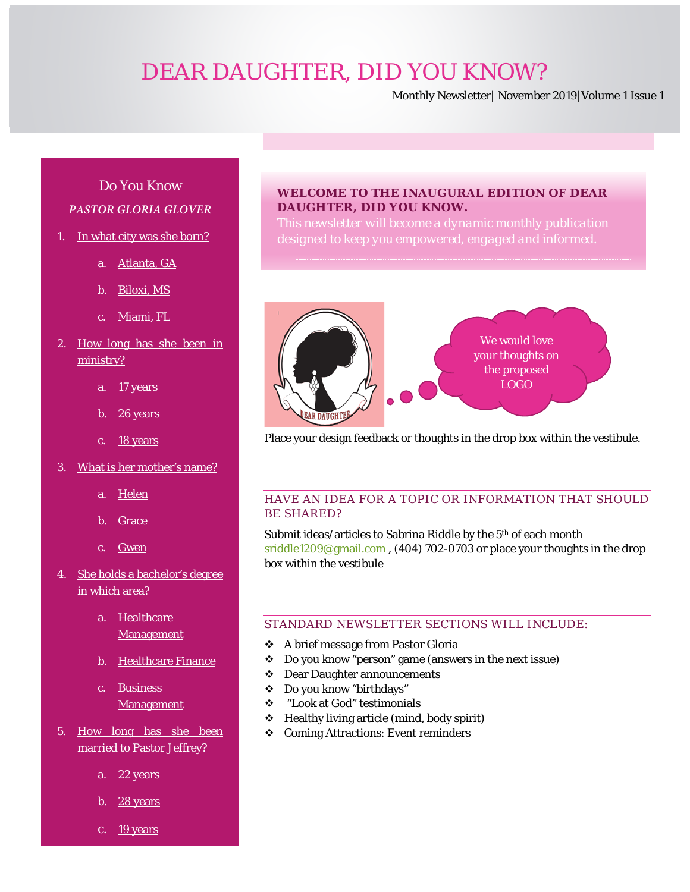# DEAR DAUGHTER, DID YOU KNOW?

Monthly Newsletter| November 2019|Volume 1 Issue 1

## Do You Know

*PASTOR GLORIA GLOVER*

1. In what city was she born?
   a. Atlanta, GA
   b. Biloxi, MS
   c. Miami, FL
2. How long has she been in ministry?
   a. 17 years
   b. 26 years
   c. 18 years
3. What is her mother's name?
   a. Helen
   b. Grace
   c. Gwen
4. She holds a bachelor's degree in which area?
   a. Healthcare Management
   b. Healthcare Finance
   c. Business Management
5. How long has she been married to Pastor Jeffrey?
   a. 22 years
   b. 28 years
   c. 19 years

**WELCOME TO THE INAUGURAL EDITION OF DEAR DAUGHTER, DID YOU KNOW.**

This newsletter will become a dynamic monthly publication designed to keep you empowered, engaged and informed.

We would love your thoughts on the proposed LOGO

Place your design feedback or thoughts in the drop box within the vestibule.

## HAVE AN IDEA FOR A TOPIC OR INFORMATION THAT SHOULD BE SHARED?

Submit ideas/articles to Sabrina Riddle by the 5th of each month sriddle1209@gmail.com , (404) 702-0703 or place your thoughts in the drop box within the vestibule

## STANDARD NEWSLETTER SECTIONS WILL INCLUDE:

- A brief message from Pastor Gloria
- Do you know "person" game (answers in the next issue)
- Dear Daughter announcements
- Do you know "birthdays"
- "Look at God" testimonials
- Healthy living article (mind, body spirit)
- Coming Attractions: Event reminders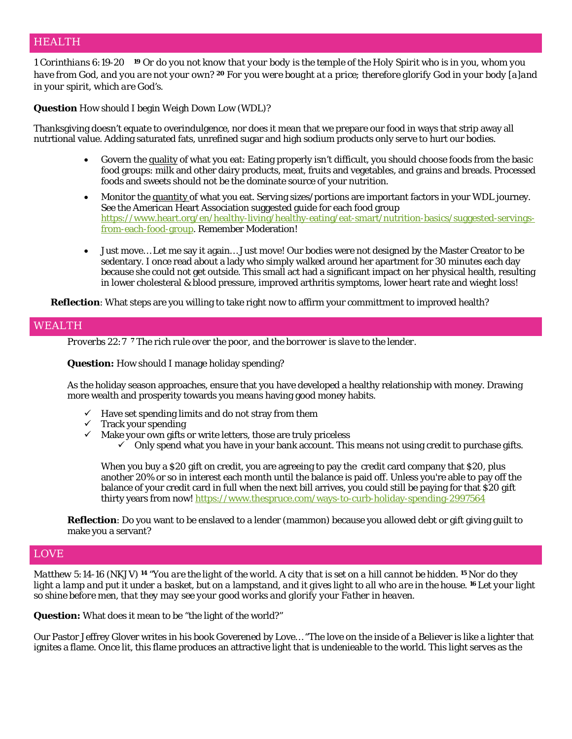## HEALTH

*1 Corinthians 6:19-20* [19] *Or do you not know that your body is the temple of the Holy Spirit who is in you, whom you have from God, and you are not your own?* [20] *For you were bought at a price; therefore glorify God in your body [a]and in your spirit, which are God's.*

**Question** How should I begin Weigh Down Low (WDL)?

Thanksgiving doesn't equate to overindulgence, nor does it mean that we prepare our food in ways that strip away all nutrtional value. Adding saturated fats, unrefined sugar and high sodium products only serve to hurt our bodies.

- Govern the quality of what you eat: Eating properly isn't difficult, you should choose foods from the basic food groups: milk and other dairy products, meat, fruits and vegetables, and grains and breads. Processed foods and sweets should not be the dominate source of your nutrition.
- Monitor the quantity of what you eat. Serving sizes/portions are important factors in your WDL journey. See the American Heart Association suggested guide for each food group https://www.heart.org/en/healthy-living/healthy-eating/eat-smart/nutrition-basics/suggested-servings-from-each-food-group. Remember Moderation!
- Just move… Let me say it again… Just move! Our bodies were not designed by the Master Creator to be sedentary. I once read about a lady who simply walked around her apartment for 30 minutes each day because she could not get outside. This small act had a significant impact on her physical health, resulting in lower cholesteral & blood pressure, improved arthritis symptoms, lower heart rate and wieght loss!

**Reflection**: What steps are you willing to take right now to affirm your committment to improved health?

## WEALTH

*Proverbs 22:7* [7] *The rich rule over the poor, and the borrower is slave to the lender.*

**Question:** How should I manage holiday spending?

As the holiday season approaches, ensure that you have developed a healthy relationship with money. Drawing more wealth and prosperity towards you means having good money habits.

- ✓ Have set spending limits and do not stray from them
- ✓ Track your spending
- ✓ Make your own gifts or write letters, those are truly priceless
  - ✓ Only spend what you have in your bank account. This means not using credit to purchase gifts.

When you buy a $20 gift on credit, you are agreeing to pay the credit card company that $20, plus another 20% or so in interest each month until the balance is paid off. Unless you're able to pay off the balance of your credit card in full when the next bill arrives, you could still be paying for that $20 gift thirty years from now! https://www.thespruce.com/ways-to-curb-holiday-spending-2997564

**Reflection**: Do you want to be enslaved to a lender (mammon) because you allowed debt or gift giving guilt to make you a servant?

## LOVE

*Matthew 5:14-16 (NKJV)* [14] *"You are the light of the world. A city that is set on a hill cannot be hidden.* [15] *Nor do they light a lamp and put it under a basket, but on a lampstand, and it gives light to all who are in the house.* [16] *Let your light so shine before men, that they may see your good works and glorify your Father in heaven.*

**Question:** What does it mean to be "the light of the world?"

Our Pastor Jeffrey Glover writes in his book Goverened by Love… "The love on the inside of a Believer is like a lighter that ignites a flame. Once lit, this flame produces an attractive light that is undenieable to the world. This light serves as the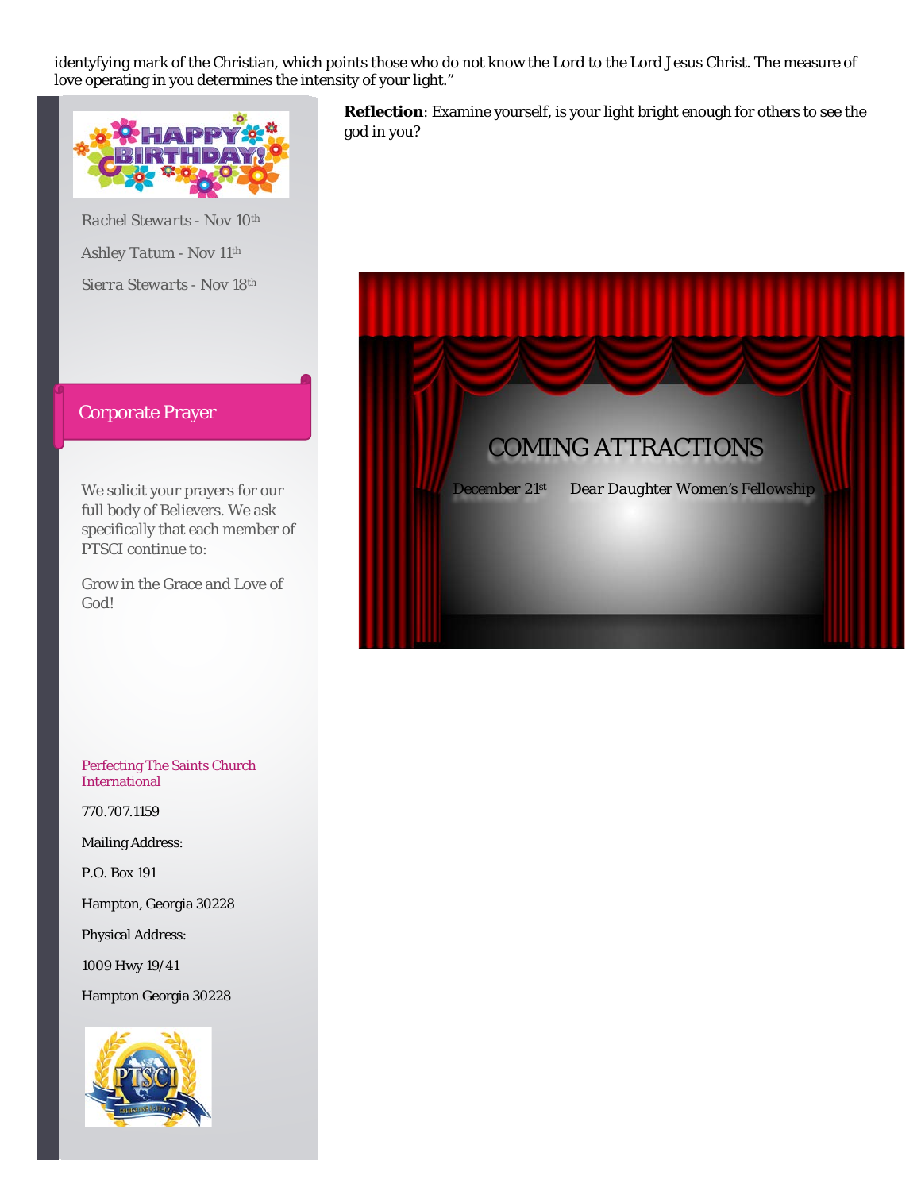identyfying mark of the Christian, which points those who do not know the Lord to the Lord Jesus Christ. The measure of love operating in you determines the intensity of your light."

**Reflection**: Examine yourself, is your light bright enough for others to see the god in you?

HAPPY BIRTHDAY!

*Rachel Stewarts - Nov 10th*

Ashley Tatum - Nov 11th

Sierra Stewarts - Nov 18th

## Corporate Prayer

We solicit your prayers for our full body of Believers. We ask specifically that each member of PTSCI continue to:

Grow in the Grace and Love of God!

COMING ATTRACTIONS

December 21st *Dear Daughter Women's Fellowship*

Perfecting The Saints Church International

770.707.1159

Mailing Address:

P.O. Box 191

Hampton, Georgia 30228

Physical Address:

1009 Hwy 19/41

Hampton Georgia 30228